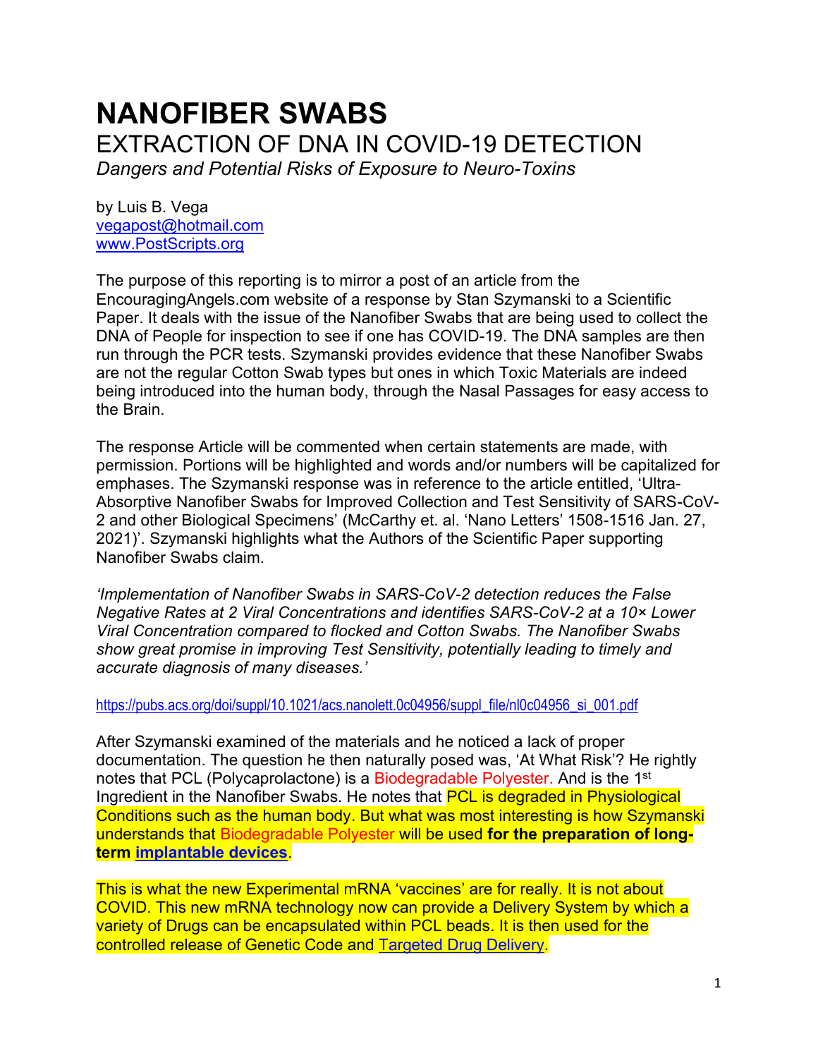# NANOFIBER SWABS

## EXTRACTION OF DNA IN COVID-19 DETECTION

*Dangers and Potential Risks of Exposure to Neuro-Toxins*

by Luis B. Vega
[vegapost@hotmail.com](mailto:vegapost@hotmail.com)
[www.PostScripts.org](http://www.PostScripts.org)

The purpose of this reporting is to mirror a post of an article from the EncouragingAngels.com website of a response by Stan Szymanski to a Scientific Paper. It deals with the issue of the Nanofiber Swabs that are being used to collect the DNA of People for inspection to see if one has COVID-19. The DNA samples are then run through the PCR tests. Szymanski provides evidence that these Nanofiber Swabs are not the regular Cotton Swab types but ones in which Toxic Materials are indeed being introduced into the human body, through the Nasal Passages for easy access to the Brain.

The response Article will be commented when certain statements are made, with permission. Portions will be highlighted and words and/or numbers will be capitalized for emphases. The Szymanski response was in reference to the article entitled, 'Ultra-Absorptive Nanofiber Swabs for Improved Collection and Test Sensitivity of SARS-CoV-2 and other Biological Specimens' (McCarthy et. al. 'Nano Letters' 1508-1516 Jan. 27, 2021)'. Szymanski highlights what the Authors of the Scientific Paper supporting Nanofiber Swabs claim.

*'Implementation of Nanofiber Swabs in SARS-CoV-2 detection reduces the False Negative Rates at 2 Viral Concentrations and identifies SARS-CoV-2 at a 10× Lower Viral Concentration compared to flocked and Cotton Swabs. The Nanofiber Swabs show great promise in improving Test Sensitivity, potentially leading to timely and accurate diagnosis of many diseases.'*

https://pubs.acs.org/doi/suppl/10.1021/acs.nanolett.0c04956/suppl_file/nl0c04956_si_001.pdf

After Szymanski examined of the materials and he noticed a lack of proper documentation. The question he then naturally posed was, 'At What Risk'? He rightly notes that PCL (Polycaprolactone) is a Biodegradable Polyester. And is the 1st Ingredient in the Nanofiber Swabs. He notes that PCL is degraded in Physiological Conditions such as the human body. But what was most interesting is how Szymanski understands that Biodegradable Polyester will be used **for the preparation of long-term implantable devices**.

This is what the new Experimental mRNA 'vaccines' are for really. It is not about COVID. This new mRNA technology now can provide a Delivery System by which a variety of Drugs can be encapsulated within PCL beads. It is then used for the controlled release of Genetic Code and Targeted Drug Delivery.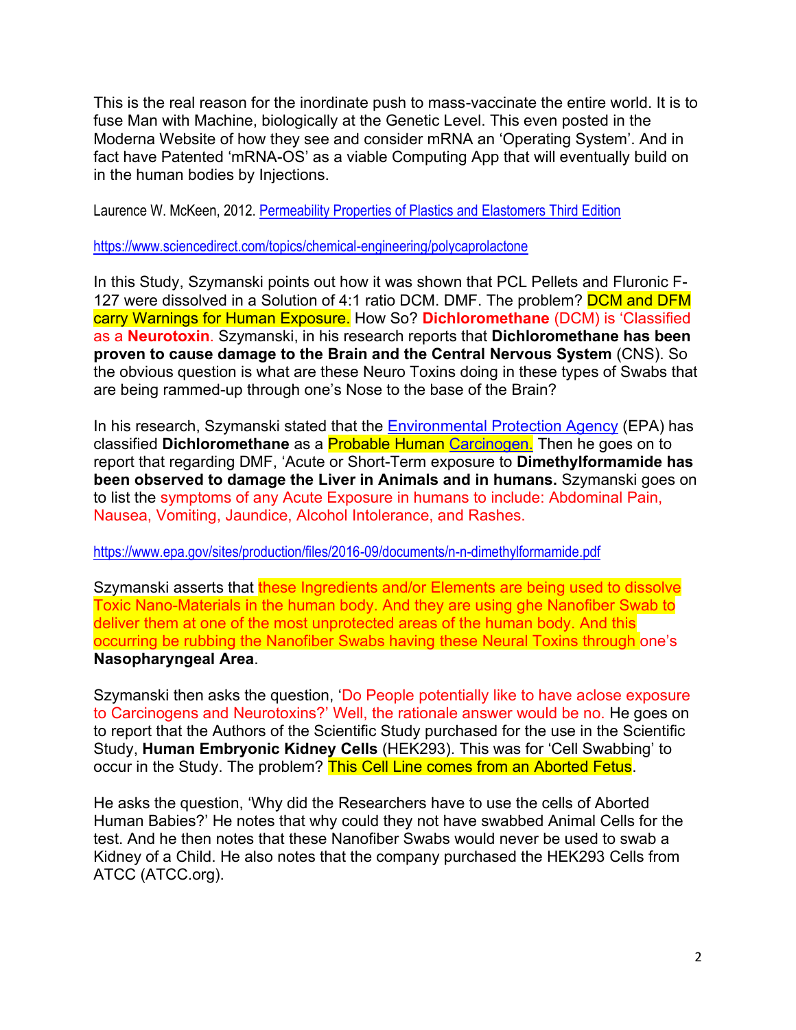This is the real reason for the inordinate push to mass-vaccinate the entire world. It is to fuse Man with Machine, biologically at the Genetic Level. This even posted in the Moderna Website of how they see and consider mRNA an 'Operating System'. And in fact have Patented 'mRNA-OS' as a viable Computing App that will eventually build on in the human bodies by Injections.

Laurence W. McKeen, 2012. [Permeability Properties of Plastics and Elastomers Third Edition]

https://www.sciencedirect.com/topics/chemical-engineering/polycaprolactone

In this Study, Szymanski points out how it was shown that PCL Pellets and Fluronic F-127 were dissolved in a Solution of 4:1 ratio DCM. DMF. The problem? DCM and DFM carry Warnings for Human Exposure. How So? **Dichloromethane** (DCM) is 'Classified as a **Neurotoxin**. Szymanski, in his research reports that **Dichloromethane has been proven to cause damage to the Brain and the Central Nervous System** (CNS). So the obvious question is what are these Neuro Toxins doing in these types of Swabs that are being rammed-up through one's Nose to the base of the Brain?

In his research, Szymanski stated that the Environmental Protection Agency (EPA) has classified **Dichloromethane** as a Probable Human Carcinogen. Then he goes on to report that regarding DMF, 'Acute or Short-Term exposure to **Dimethylformamide has been observed to damage the Liver in Animals and in humans.** Szymanski goes on to list the symptoms of any Acute Exposure in humans to include: Abdominal Pain, Nausea, Vomiting, Jaundice, Alcohol Intolerance, and Rashes.

https://www.epa.gov/sites/production/files/2016-09/documents/n-n-dimethylformamide.pdf

Szymanski asserts that these Ingredients and/or Elements are being used to dissolve Toxic Nano-Materials in the human body. And they are using ghe Nanofiber Swab to deliver them at one of the most unprotected areas of the human body. And this occurring be rubbing the Nanofiber Swabs having these Neural Toxins through one's **Nasopharyngeal Area**.

Szymanski then asks the question, 'Do People potentially like to have aclose exposure to Carcinogens and Neurotoxins?' Well, the rationale answer would be no. He goes on to report that the Authors of the Scientific Study purchased for the use in the Scientific Study, **Human Embryonic Kidney Cells** (HEK293). This was for 'Cell Swabbing' to occur in the Study. The problem? This Cell Line comes from an Aborted Fetus.

He asks the question, 'Why did the Researchers have to use the cells of Aborted Human Babies?' He notes that why could they not have swabbed Animal Cells for the test. And he then notes that these Nanofiber Swabs would never be used to swab a Kidney of a Child. He also notes that the company purchased the HEK293 Cells from ATCC (ATCC.org).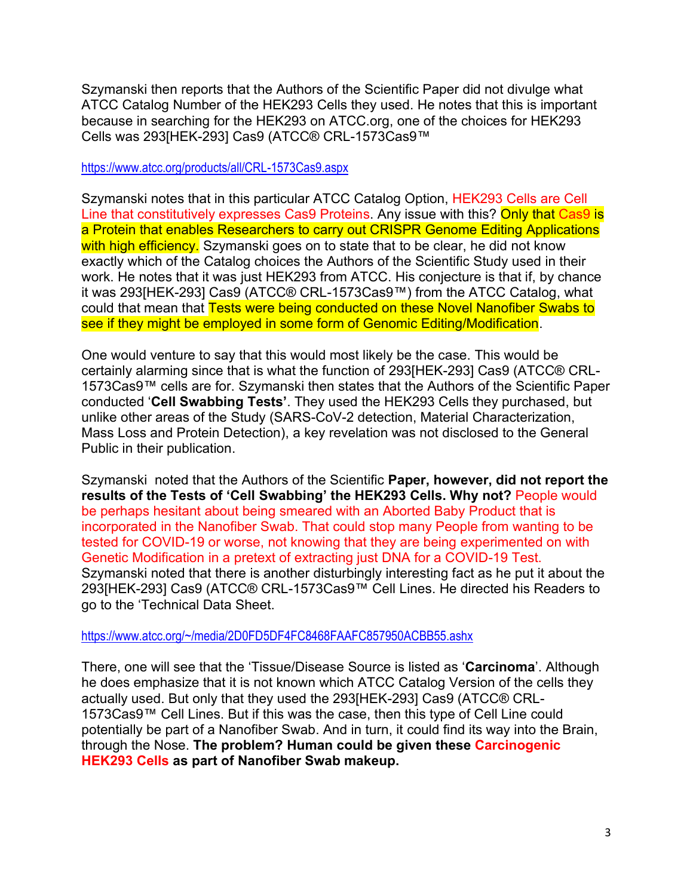Szymanski then reports that the Authors of the Scientific Paper did not divulge what ATCC Catalog Number of the HEK293 Cells they used. He notes that this is important because in searching for the HEK293 on ATCC.org, one of the choices for HEK293 Cells was 293[HEK-293] Cas9 (ATCC® CRL-1573Cas9™

https://www.atcc.org/products/all/CRL-1573Cas9.aspx

Szymanski notes that in this particular ATCC Catalog Option, HEK293 Cells are Cell Line that constitutively expresses Cas9 Proteins. Any issue with this? Only that Cas9 is a Protein that enables Researchers to carry out CRISPR Genome Editing Applications with high efficiency. Szymanski goes on to state that to be clear, he did not know exactly which of the Catalog choices the Authors of the Scientific Study used in their work. He notes that it was just HEK293 from ATCC. His conjecture is that if, by chance it was 293[HEK-293] Cas9 (ATCC® CRL-1573Cas9™) from the ATCC Catalog, what could that mean that Tests were being conducted on these Novel Nanofiber Swabs to see if they might be employed in some form of Genomic Editing/Modification.

One would venture to say that this would most likely be the case. This would be certainly alarming since that is what the function of 293[HEK-293] Cas9 (ATCC® CRL-1573Cas9™ cells are for. Szymanski then states that the Authors of the Scientific Paper conducted '**Cell Swabbing Tests'**. They used the HEK293 Cells they purchased, but unlike other areas of the Study (SARS-CoV-2 detection, Material Characterization, Mass Loss and Protein Detection), a key revelation was not disclosed to the General Public in their publication.

Szymanski noted that the Authors of the Scientific **Paper, however, did not report the results of the Tests of 'Cell Swabbing' the HEK293 Cells. Why not?** People would be perhaps hesitant about being smeared with an Aborted Baby Product that is incorporated in the Nanofiber Swab. That could stop many People from wanting to be tested for COVID-19 or worse, not knowing that they are being experimented on with Genetic Modification in a pretext of extracting just DNA for a COVID-19 Test. Szymanski noted that there is another disturbingly interesting fact as he put it about the 293[HEK-293] Cas9 (ATCC® CRL-1573Cas9™ Cell Lines. He directed his Readers to go to the 'Technical Data Sheet.

https://www.atcc.org/~/media/2D0FD5DF4FC8468FAAFC857950ACBB55.ashx

There, one will see that the 'Tissue/Disease Source is listed as '**Carcinoma**'. Although he does emphasize that it is not known which ATCC Catalog Version of the cells they actually used. But only that they used the 293[HEK-293] Cas9 (ATCC® CRL-1573Cas9™ Cell Lines. But if this was the case, then this type of Cell Line could potentially be part of a Nanofiber Swab. And in turn, it could find its way into the Brain, through the Nose. **The problem? Human could be given these Carcinogenic HEK293 Cells as part of Nanofiber Swab makeup.**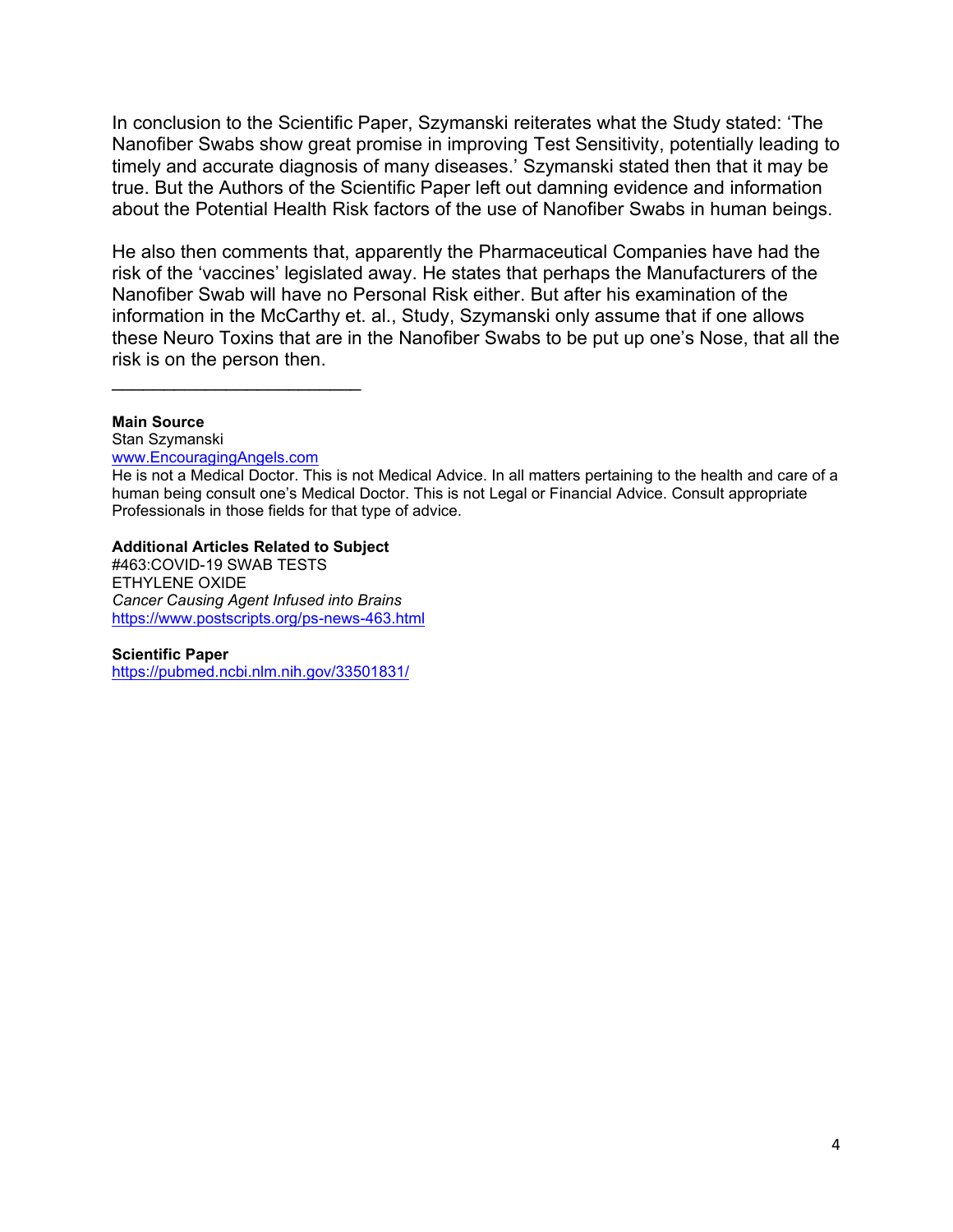In conclusion to the Scientific Paper, Szymanski reiterates what the Study stated: 'The Nanofiber Swabs show great promise in improving Test Sensitivity, potentially leading to timely and accurate diagnosis of many diseases.' Szymanski stated then that it may be true. But the Authors of the Scientific Paper left out damning evidence and information about the Potential Health Risk factors of the use of Nanofiber Swabs in human beings.

He also then comments that, apparently the Pharmaceutical Companies have had the risk of the 'vaccines' legislated away. He states that perhaps the Manufacturers of the Nanofiber Swab will have no Personal Risk either. But after his examination of the information in the McCarthy et. al., Study, Szymanski only assume that if one allows these Neuro Toxins that are in the Nanofiber Swabs to be put up one's Nose, that all the risk is on the person then.

________________________

**Main Source**
Stan Szymanski
[www.EncouragingAngels.com](http://www.EncouragingAngels.com)
He is not a Medical Doctor. This is not Medical Advice. In all matters pertaining to the health and care of a human being consult one's Medical Doctor. This is not Legal or Financial Advice. Consult appropriate Professionals in those fields for that type of advice.

**Additional Articles Related to Subject**
#463:COVID-19 SWAB TESTS
ETHYLENE OXIDE
*Cancer Causing Agent Infused into Brains*
[https://www.postscripts.org/ps-news-463.html](https://www.postscripts.org/ps-news-463.html)

**Scientific Paper**
[https://pubmed.ncbi.nlm.nih.gov/33501831/](https://pubmed.ncbi.nlm.nih.gov/33501831/)